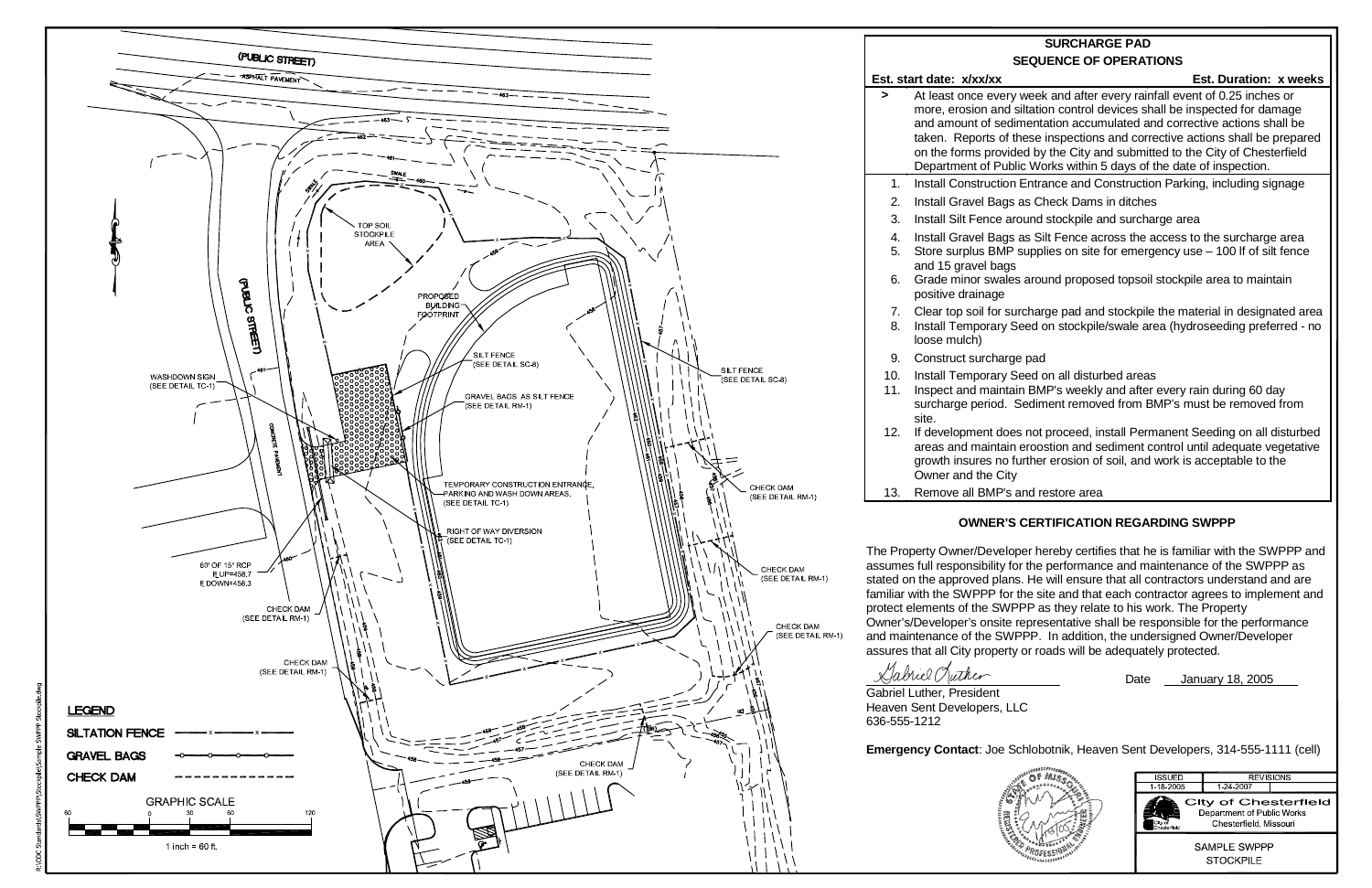# SURCHARGE PAD SEQUENCE OF OPERATIONS

**Est. start date: x/xx/xx** **Est. Duration: x weeks**

> At least once every week and after every rainfall event of 0.25 inches or more, erosion and siltation control devices shall be inspected for damage and amount of sedimentation accumulated and corrective actions shall be taken. Reports of these inspections and corrective actions shall be prepared on the forms provided by the City and submitted to the City of Chesterfield Department of Public Works within 5 days of the date of inspection.

1. Install Construction Entrance and Construction Parking, including signage
2. Install Gravel Bags as Check Dams in ditches
3. Install Silt Fence around stockpile and surcharge area
4. Install Gravel Bags as Silt Fence across the access to the surcharge area
5. Store surplus BMP supplies on site for emergency use – 100 lf of silt fence and 15 gravel bags
6. Grade minor swales around proposed topsoil stockpile area to maintain positive drainage
7. Clear top soil for surcharge pad and stockpile the material in designated area
8. Install Temporary Seed on stockpile/swale area (hydroseeding preferred - no loose mulch)
9. Construct surcharge pad
10. Install Temporary Seed on all disturbed areas
11. Inspect and maintain BMP's weekly and after every rain during 60 day surcharge period. Sediment removed from BMP's must be removed from site.
12. If development does not proceed, install Permanent Seeding on all disturbed areas and maintain eroostion and sediment control until adequate vegetative growth insures no further erosion of soil, and work is acceptable to the Owner and the City
13. Remove all BMP's and restore area

## OWNER'S CERTIFICATION REGARDING SWPPP

The Property Owner/Developer hereby certifies that he is familiar with the SWPPP and assumes full responsibility for the performance and maintenance of the SWPPP as stated on the approved plans. He will ensure that all contractors understand and are familiar with the SWPPP for the site and that each contractor agrees to implement and protect elements of the SWPPP as they relate to his work. The Property Owner's/Developer's onsite representative shall be responsible for the performance and maintenance of the SWPPP. In addition, the undersigned Owner/Developer assures that all City property or roads will be adequately protected.

Gabriel Luther, President
Heaven Sent Developers, LLC
636-555-1212

Date January 18, 2005

**Emergency Contact**: Joe Schlobotnik, Heaven Sent Developers, 314-555-1111 (cell)

(PUBLIC STREET)
ASPHALT PAVEMENT
SWALE
TOP SOIL STOCKPILE AREA
PROPOSED BUILDING FOOTPRINT
SILT FENCE (SEE DETAIL SC-8)
GRAVEL BAGS AS SILT FENCE (SEE DETAIL RM-1)
WASHDOWN SIGN (SEE DETAIL TC-1)
CONCRETE PAVEMENT
TEMPORARY CONSTRUCTION ENTRANCE, PARKING AND WASH DOWN AREAS. (SEE DETAIL TC-1)
RIGHT OF WAY DIVERSION (SEE DETAIL TC-1)
60' OF 15" RCP
FL UP=458.7
FL DOWN=456.3
CHECK DAM (SEE DETAIL RM-1)

## LEGEND

- SILTATION FENCE
- GRAVEL BAGS
- CHECK DAM

GRAPHIC SCALE
60 0 30 60 120
1 inch = 60 ft.

| ISSUED | REVISIONS |
|---|---|
| 1-18-2005 | 1-24-2007 |

City of Chesterfield
Department of Public Works
Chesterfield, Missouri

SAMPLE SWPPP
STOCKPILE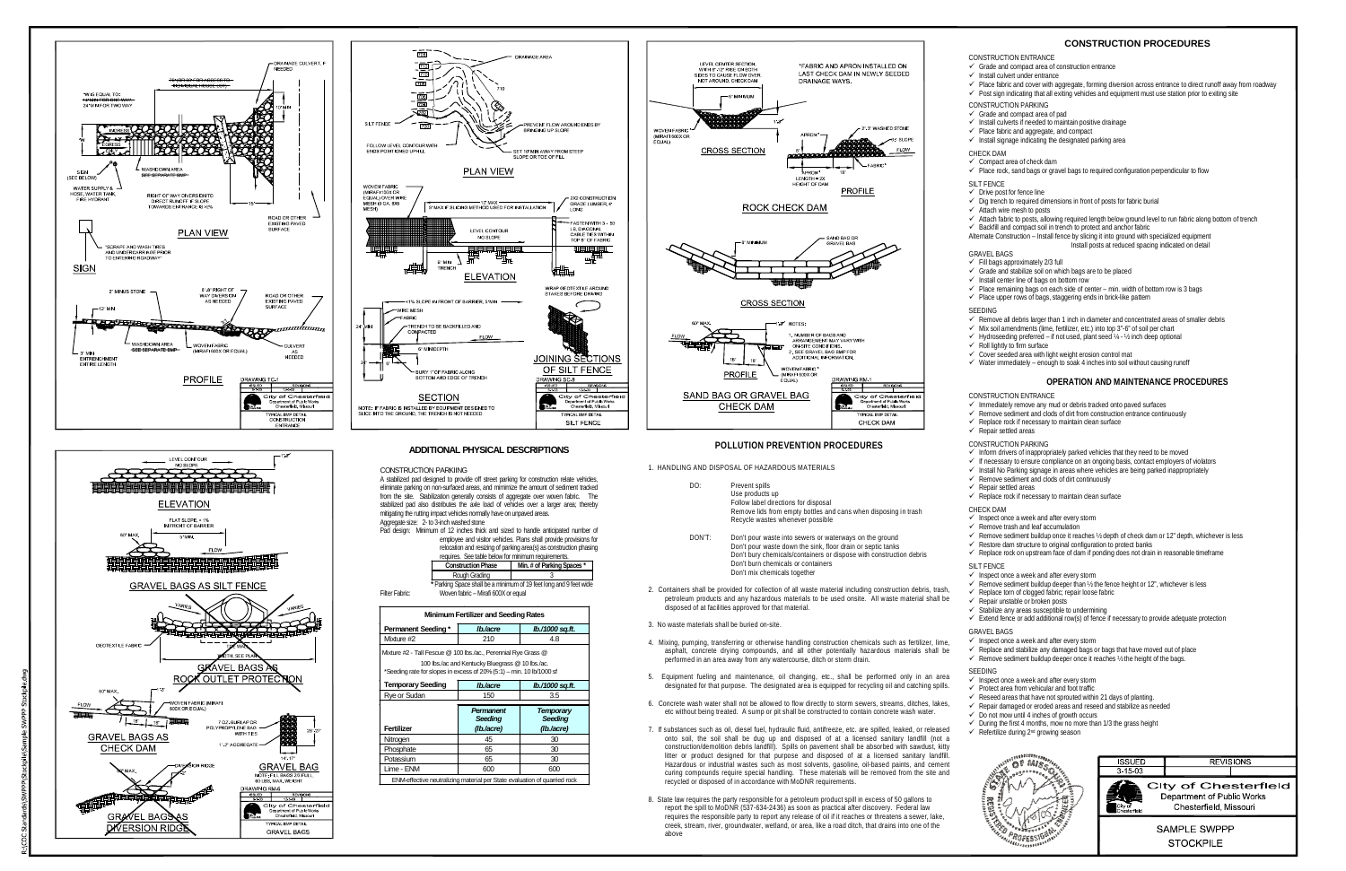## ADDITIONAL PHYSICAL DESCRIPTIONS

CONSTRUCTION PARKIING

A stabilized pad designed to provide off street parking for construction relate vehicles, eliminate parking on non-surfaced areas, and minimize the amount of sediment tracked from the site. Stabilization generally consists of aggregate over woven fabric. The stabilized pad also distributes the axle load of vehicles over a larger area; thereby mitigating the rutting impact vehicles normally have on unpaved areas.

Aggregate size: 2- to 3-inch washed stone

Pad design: Minimum of 12 inches thick and sized to handle anticipated number of employee and visitor vehicles. Plans shall provide provisions for relocation and resizing of parking area(s) as construction phasing requires. See table below for minimum requirements.

| Construction Phase | Min. # of Parking Spaces * |
|---|---|
| Rough Grading | 3 |

* Parking Space shall be a minimum of 19 feet long and 9 feet wide

Filter Fabric: Woven fabric – Mirafi 600X or equal

**Minimum Fertilizer and Seeding Rates**

| Permanent Seeding * | lb./acre | lb./1000 sq.ft. |
|---|---|---|
| Mixture #2 | 210 | 4.8 |

Mixture #2 - Tall Fescue @ 100 lbs./ac., Perennial Rye Grass @ 100 lbs./ac and Kentucky Bluegrass @ 10 lbs./ac.

*Seeding rate for slopes in excess of 20% (5:1) – min. 10 lb/1000 sf

| Temporary Seeding | lb./acre | lb./1000 sq.ft. |
|---|---|---|
| Rye or Sudan | 150 | 3.5 |

| Fertilizer | Permanent Seeding (lb./acre) | Temporary Seeding (lb./acre) |
|---|---|---|
| Nitrogen | 45 | 30 |
| Phosphate | 65 | 30 |
| Potassium | 65 | 30 |
| Lime - ENM | 600 | 600 |

ENM-effective neutralizing material per State evaluation of quarried rock

## POLLUTION PREVENTION PROCEDURES

1. HANDLING AND DISPOSAL OF HAZARDOUS MATERIALS

DO:
- Prevent spills
- Use products up
- Follow label directions for disposal
- Remove lids from empty bottles and cans when disposing in trash
- Recycle wastes whenever possible

DON'T:
- Don't pour waste into sewers or waterways on the ground
- Don't pour waste down the sink, floor drain or septic tanks
- Don't bury chemicals/containers or dispose with construction debris
- Don't burn chemicals or containers
- Don't mix chemicals together

2. Containers shall be provided for collection of all waste material including construction debris, trash, petroleum products and any hazardous materials to be used onsite. All waste material shall be disposed of at facilities approved for that material.
3. No waste materials shall be buried on-site.
4. Mixing, pumping, transferring or otherwise handling construction chemicals such as fertilizer, lime, asphalt, concrete drying compounds, and all other potentially hazardous materials shall be performed in an area away from any watercourse, ditch or storm drain.
5. Equipment fueling and maintenance, oil changing, etc., shall be performed only in an area designated for that purpose. The designated area is equipped for recycling oil and catching spills.
6. Concrete wash water shall not be allowed to flow directly to storm sewers, streams, ditches, lakes, etc without being treated. A sump or pit shall be constructed to contain concrete wash water.
7. If substances such as oil, diesel fuel, hydraulic fluid, antifreeze, etc. are spilled, leaked, or released onto soil, the soil shall be dug up and disposed of at a licensed sanitary landfill (not a construction/demolition debris landfill). Spills on pavement shall be absorbed with sawdust, kitty litter or product designed for that purpose and disposed of at a licensed sanitary landfill. Hazardous or industrial wastes such as most solvents, gasoline, oil-based paints, and cement curing compounds require special handling. These materials will be removed from the site and recycled or disposed of in accordance with MoDNR requirements.
8. State law requires the party responsible for a petroleum product spill in excess of 50 gallons to report the spill to MoDNR (537-634-2436) as soon as practical after discovery. Federal law requires the responsible party to report any release of oil if it reaches or threatens a sewer, lake, creek, stream, river, groundwater, wetland, or area, like a road ditch, that drains into one of the above

## CONSTRUCTION PROCEDURES

CONSTRUCTION ENTRANCE
- ✓ Grade and compact area of construction entrance
- ✓ Install culvert under entrance
- ✓ Place fabric and cover with aggregate, forming diversion across entrance to direct runoff away from roadway
- ✓ Post sign indicating that all exiting vehicles and equipment must use station prior to exiting site

CONSTRUCTION PARKING
- ✓ Grade and compact area of pad
- ✓ Install culverts if needed to maintain positive drainage
- ✓ Place fabric and aggregate, and compact
- ✓ Install signage indicating the designated parking area

CHECK DAM
- ✓ Compact area of check dam
- ✓ Place rock, sand bags or gravel bags to required configuration perpendicular to flow

SILT FENCE
- ✓ Drive post for fence line
- ✓ Dig trench to required dimensions in front of posts for fabric burial
- ✓ Attach wire mesh to posts
- ✓ Attach fabric to posts, allowing required length below ground level to run fabric along bottom of trench
- ✓ Backfill and compact soil in trench to protect and anchor fabric

Alternate Construction – Install fence by slicing it into ground with specialized equipment. Install posts at reduced spacing indicated on detail

GRAVEL BAGS
- ✓ Fill bags approximately 2/3 full
- ✓ Grade and stabilize soil on which bags are to be placed
- ✓ Install center line of bags on bottom row
- ✓ Place remaining bags on each side of center – min. width of bottom row is 3 bags
- ✓ Place upper rows of bags, staggering ends in brick-like pattern

SEEDING
- ✓ Remove all debris larger than 1 inch in diameter and concentrated areas of smaller debris
- ✓ Mix soil amendments (lime, fertilizer, etc.) into top 3"-6" of soil per chart
- ✓ Hydroseeding preferred – if not used, plant seed ¼ - ½ inch deep optional
- ✓ Roll lightly to firm surface
- ✓ Cover seeded area with light weight erosion control mat
- ✓ Water immediately – enough to soak 4 inches into soil without causing runoff

## OPERATION AND MAINTENANCE PROCEDURES

CONSTRUCTION ENTRANCE
- ✓ Immediately remove any mud or debris tracked onto paved surfaces
- ✓ Remove sediment and clods of dirt from construction entrance continuously
- ✓ Replace rock if necessary to maintain clean surface
- ✓ Repair settled areas

CONSTRUCTION PARKING
- ✓ Inform drivers of inappropriately parked vehicles that they need to be moved
- ✓ If necessary to ensure compliance on an ongoing basis, contact employers of violators
- ✓ Install No Parking signage in areas where vehicles are being parked inappropriately
- ✓ Remove sediment and clods of dirt continuously
- ✓ Repair settled areas
- ✓ Replace rock if necessary to maintain clean surface

CHECK DAM
- ✓ Inspect once a week and after every storm
- ✓ Remove trash and leaf accumulation
- ✓ Remove sediment buildup once it reaches ½ depth of check dam or 12" depth, whichever is less
- ✓ Restore dam structure to original configuration to protect banks
- ✓ Replace rock on upstream face of dam if ponding does not drain in reasonable timeframe

SILT FENCE
- ✓ Inspect once a week and after every storm
- ✓ Remove sediment buildup deeper than ½ the fence height or 12", whichever is less
- ✓ Replace torn of clogged fabric; repair loose fabric
- ✓ Repair unstable or broken posts
- ✓ Stabilize any areas susceptible to undermining
- ✓ Extend fence or add additional row(s) of fence if necessary to provide adequate protection

GRAVEL BAGS
- ✓ Inspect once a week and after every storm
- ✓ Replace and stabilize any damaged bags or bags that have moved out of place
- ✓ Remove sediment buildup deeper once it reaches ½ the height of the bags.

SEEDING
- ✓ Inspect once a week and after every storm
- ✓ Protect area from vehicular and foot traffic
- ✓ Reseed areas that have not sprouted within 21 days of planting.
- ✓ Repair damaged or eroded areas and reseed and stabilize as needed
- ✓ Do not mow until 4 inches of growth occurs
- ✓ During the first 4 months, mow no more than 1/3 the grass height
- ✓ Refertilize during 2nd growing season

| ISSUED | REVISIONS |
|---|---|
| 3-15-03 | |

City of Chesterfield
Department of Public Works
Chesterfield, Missouri

SAMPLE SWPPP
STOCKPILE